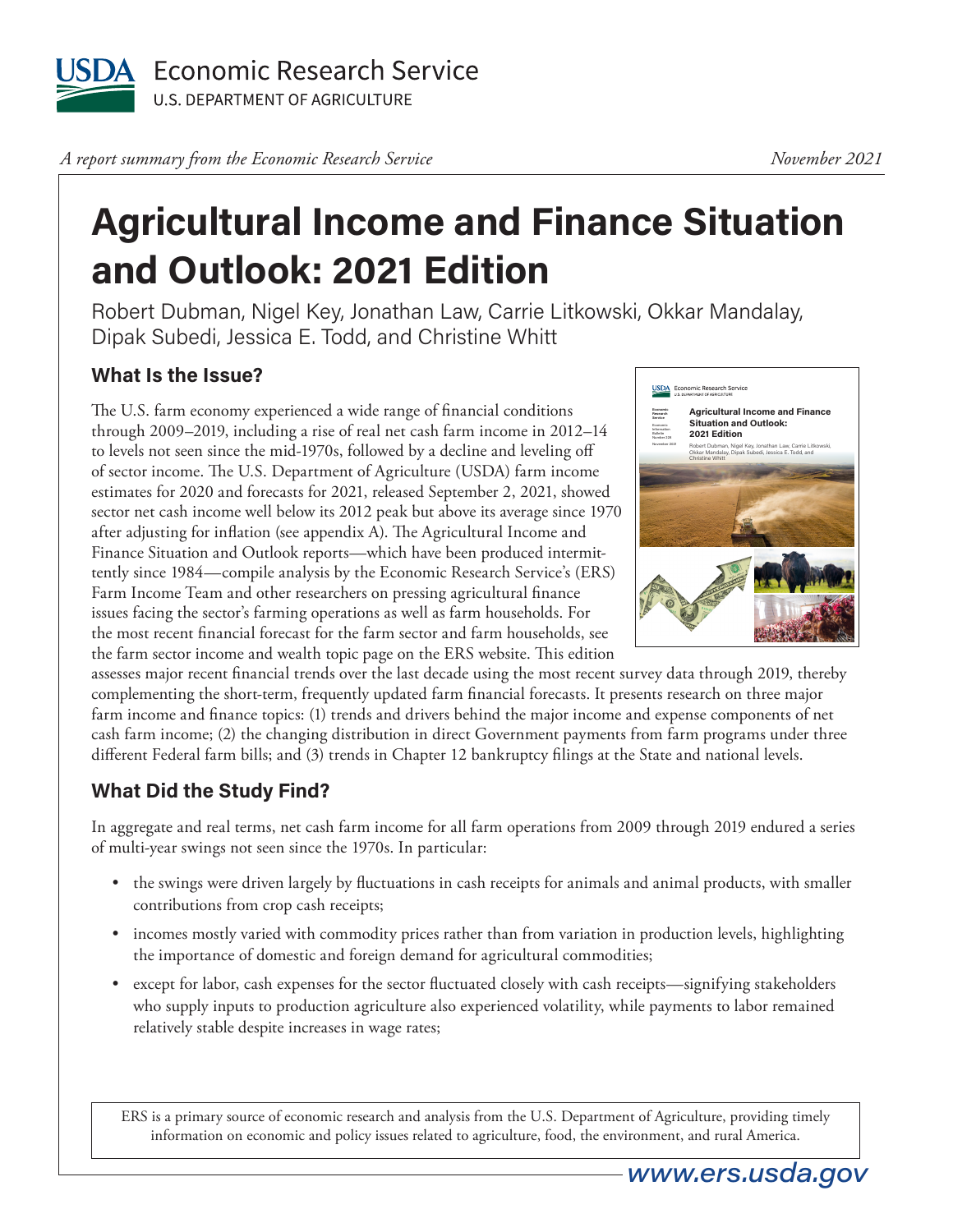A report summary from the Economic Research Service

November 2021

# Agricultural Income and Finance Situation and Outlook: 2021 Edition

Robert Dubman, Nigel Key, Jonathan Law, Carrie Litkowski, Okkar Mandalay, Dipak Subedi, Jessica E. Todd, and Christine Whitt

## What Is the Issue?

The U.S. farm economy experienced a wide range of financial conditions through 2009–2019, including a rise of real net cash farm income in 2012–14 to levels not seen since the mid-1970s, followed by a decline and leveling off of sector income. The U.S. Department of Agriculture (USDA) farm income estimates for 2020 and forecasts for 2021, released September 2, 2021, showed sector net cash income well below its 2012 peak but above its average since 1970 after adjusting for inflation (see appendix A). The Agricultural Income and Finance Situation and Outlook reports—which have been produced intermittently since 1984—compile analysis by the Economic Research Service's (ERS) Farm Income Team and other researchers on pressing agricultural finance issues facing the sector's farming operations as well as farm households. For the most recent financial forecast for the farm sector and farm households, see the farm sector income and wealth topic page on the ERS website. This edition assesses major recent financial trends over the last decade using the most recent survey data through 2019, thereby complementing the short-term, frequently updated farm financial forecasts. It presents research on three major farm income and finance topics: (1) trends and drivers behind the major income and expense components of net cash farm income; (2) the changing distribution in direct Government payments from farm programs under three different Federal farm bills; and (3) trends in Chapter 12 bankruptcy filings at the State and national levels.

## What Did the Study Find?

In aggregate and real terms, net cash farm income for all farm operations from 2009 through 2019 endured a series of multi-year swings not seen since the 1970s. In particular:

- the swings were driven largely by fluctuations in cash receipts for animals and animal products, with smaller contributions from crop cash receipts;
- incomes mostly varied with commodity prices rather than from variation in production levels, highlighting the importance of domestic and foreign demand for agricultural commodities;
- except for labor, cash expenses for the sector fluctuated closely with cash receipts—signifying stakeholders who supply inputs to production agriculture also experienced volatility, while payments to labor remained relatively stable despite increases in wage rates;

ERS is a primary source of economic research and analysis from the U.S. Department of Agriculture, providing timely information on economic and policy issues related to agriculture, food, the environment, and rural America.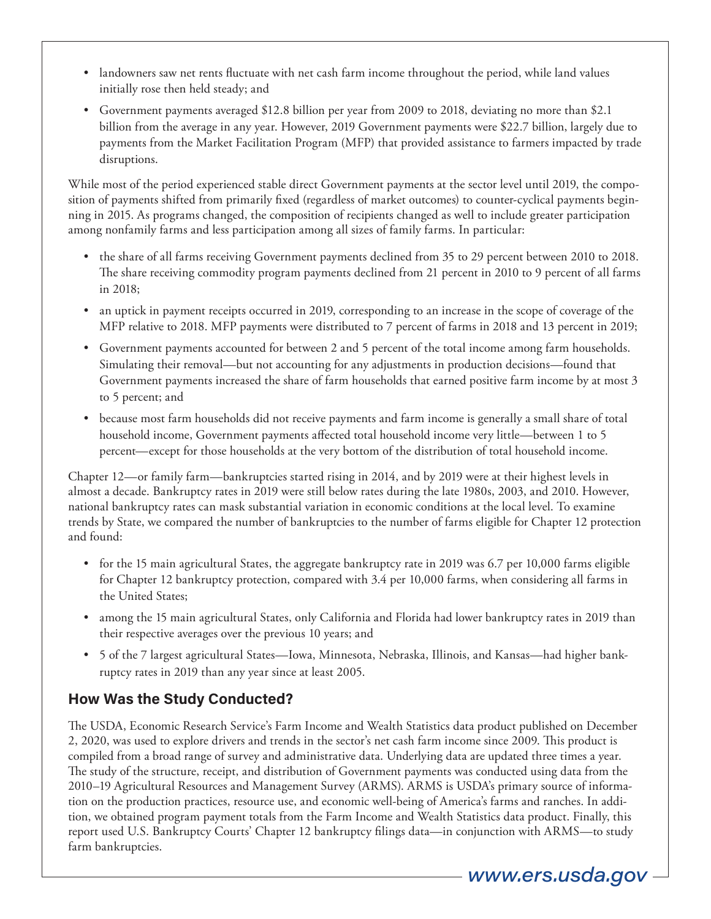- landowners saw net rents fluctuate with net cash farm income throughout the period, while land values initially rose then held steady; and
- Government payments averaged $12.8 billion per year from 2009 to 2018, deviating no more than $2.1 billion from the average in any year. However, 2019 Government payments were $22.7 billion, largely due to payments from the Market Facilitation Program (MFP) that provided assistance to farmers impacted by trade disruptions.

While most of the period experienced stable direct Government payments at the sector level until 2019, the composition of payments shifted from primarily fixed (regardless of market outcomes) to counter-cyclical payments beginning in 2015. As programs changed, the composition of recipients changed as well to include greater participation among nonfamily farms and less participation among all sizes of family farms. In particular:

- the share of all farms receiving Government payments declined from 35 to 29 percent between 2010 to 2018. The share receiving commodity program payments declined from 21 percent in 2010 to 9 percent of all farms in 2018;
- an uptick in payment receipts occurred in 2019, corresponding to an increase in the scope of coverage of the MFP relative to 2018. MFP payments were distributed to 7 percent of farms in 2018 and 13 percent in 2019;
- Government payments accounted for between 2 and 5 percent of the total income among farm households. Simulating their removal—but not accounting for any adjustments in production decisions—found that Government payments increased the share of farm households that earned positive farm income by at most 3 to 5 percent; and
- because most farm households did not receive payments and farm income is generally a small share of total household income, Government payments affected total household income very little—between 1 to 5 percent—except for those households at the very bottom of the distribution of total household income.

Chapter 12—or family farm—bankruptcies started rising in 2014, and by 2019 were at their highest levels in almost a decade. Bankruptcy rates in 2019 were still below rates during the late 1980s, 2003, and 2010. However, national bankruptcy rates can mask substantial variation in economic conditions at the local level. To examine trends by State, we compared the number of bankruptcies to the number of farms eligible for Chapter 12 protection and found:

- for the 15 main agricultural States, the aggregate bankruptcy rate in 2019 was 6.7 per 10,000 farms eligible for Chapter 12 bankruptcy protection, compared with 3.4 per 10,000 farms, when considering all farms in the United States;
- among the 15 main agricultural States, only California and Florida had lower bankruptcy rates in 2019 than their respective averages over the previous 10 years; and
- 5 of the 7 largest agricultural States—Iowa, Minnesota, Nebraska, Illinois, and Kansas—had higher bankruptcy rates in 2019 than any year since at least 2005.

## How Was the Study Conducted?

The USDA, Economic Research Service's Farm Income and Wealth Statistics data product published on December 2, 2020, was used to explore drivers and trends in the sector's net cash farm income since 2009. This product is compiled from a broad range of survey and administrative data. Underlying data are updated three times a year. The study of the structure, receipt, and distribution of Government payments was conducted using data from the 2010–19 Agricultural Resources and Management Survey (ARMS). ARMS is USDA's primary source of information on the production practices, resource use, and economic well-being of America's farms and ranches. In addition, we obtained program payment totals from the Farm Income and Wealth Statistics data product. Finally, this report used U.S. Bankruptcy Courts' Chapter 12 bankruptcy filings data—in conjunction with ARMS—to study farm bankruptcies.